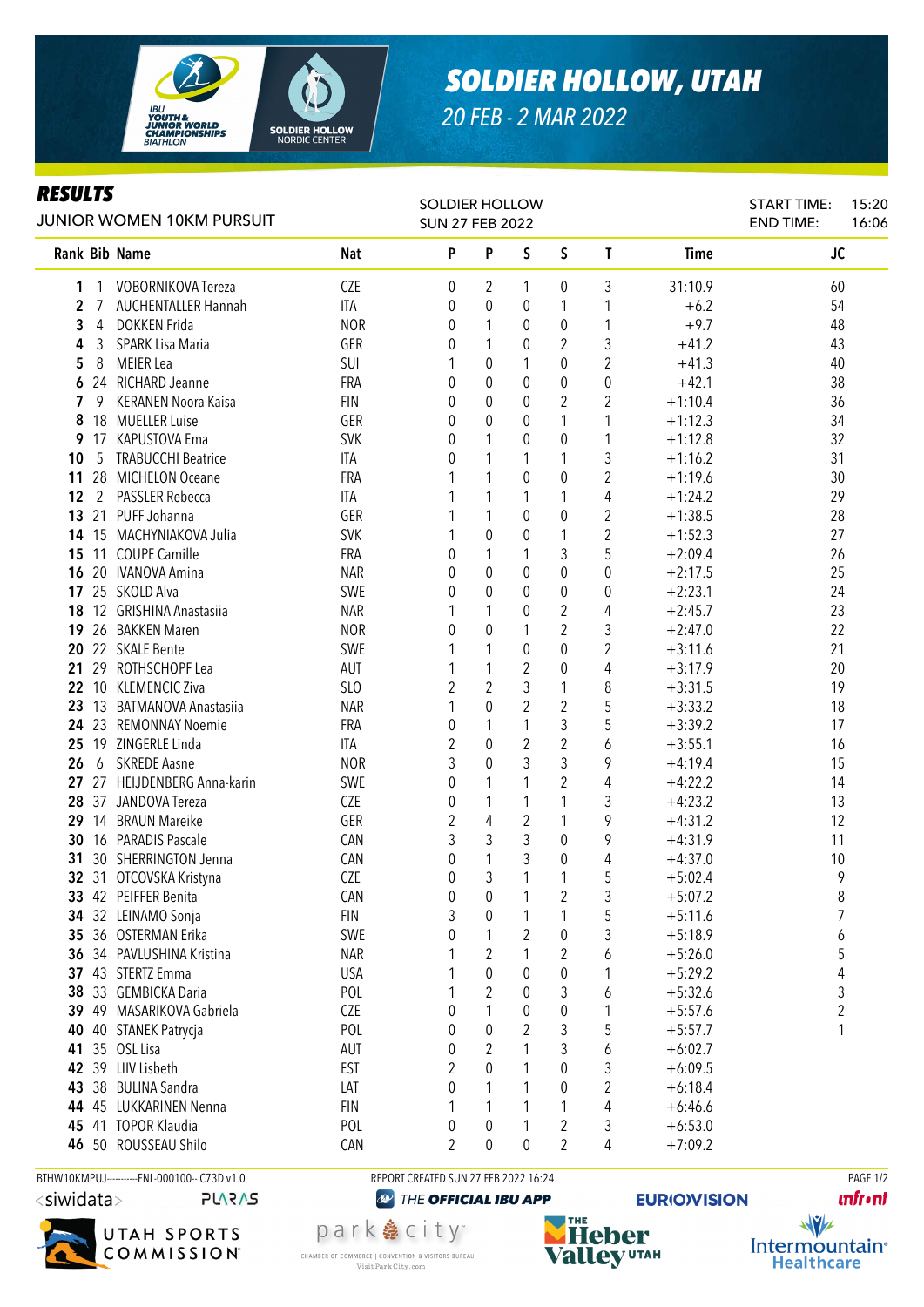# SOLDIER HOLLOW, UTAH

*20 FEB - 2 MAR 2022*

## RESULTS

JUNIOR WOMEN 10KM PURSUIT

SOLDIER HOLLOW
SUN 27 FEB 2022

START TIME: 15:20
END TIME: 16:06

| Rank | Bib | Name | Nat | P | P | S | S | T | Time | JC |
|---|---|---|---|---|---|---|---|---|---|---|
| 1 | 1 | VOBORNIKOVA Tereza | CZE | 0 | 2 | 1 | 0 | 3 | 31:10.9 | 60 |
| 2 | 7 | AUCHENTALLER Hannah | ITA | 0 | 0 | 0 | 1 | 1 | +6.2 | 54 |
| 3 | 4 | DOKKEN Frida | NOR | 0 | 1 | 0 | 0 | 1 | +9.7 | 48 |
| 4 | 3 | SPARK Lisa Maria | GER | 0 | 1 | 0 | 2 | 3 | +41.2 | 43 |
| 5 | 8 | MEIER Lea | SUI | 1 | 0 | 1 | 0 | 2 | +41.3 | 40 |
| 6 | 24 | RICHARD Jeanne | FRA | 0 | 0 | 0 | 0 | 0 | +42.1 | 38 |
| 7 | 9 | KERANEN Noora Kaisa | FIN | 0 | 0 | 0 | 2 | 2 | +1:10.4 | 36 |
| 8 | 18 | MUELLER Luise | GER | 0 | 0 | 0 | 1 | 1 | +1:12.3 | 34 |
| 9 | 17 | KAPUSTOVA Ema | SVK | 0 | 1 | 0 | 0 | 1 | +1:12.8 | 32 |
| 10 | 5 | TRABUCCHI Beatrice | ITA | 0 | 1 | 1 | 1 | 3 | +1:16.2 | 31 |
| 11 | 28 | MICHELON Oceane | FRA | 1 | 1 | 0 | 0 | 2 | +1:19.6 | 30 |
| 12 | 2 | PASSLER Rebecca | ITA | 1 | 1 | 1 | 1 | 4 | +1:24.2 | 29 |
| 13 | 21 | PUFF Johanna | GER | 1 | 1 | 0 | 0 | 2 | +1:38.5 | 28 |
| 14 | 15 | MACHYNIAKOVA Julia | SVK | 1 | 0 | 0 | 1 | 2 | +1:52.3 | 27 |
| 15 | 11 | COUPE Camille | FRA | 0 | 1 | 1 | 3 | 5 | +2:09.4 | 26 |
| 16 | 20 | IVANOVA Amina | NAR | 0 | 0 | 0 | 0 | 0 | +2:17.5 | 25 |
| 17 | 25 | SKOLD Alva | SWE | 0 | 0 | 0 | 0 | 0 | +2:23.1 | 24 |
| 18 | 12 | GRISHINA Anastasiia | NAR | 1 | 1 | 0 | 2 | 4 | +2:45.7 | 23 |
| 19 | 26 | BAKKEN Maren | NOR | 0 | 0 | 1 | 2 | 3 | +2:47.0 | 22 |
| 20 | 22 | SKALE Bente | SWE | 1 | 1 | 0 | 0 | 2 | +3:11.6 | 21 |
| 21 | 29 | ROTHSCHOPF Lea | AUT | 1 | 1 | 2 | 0 | 4 | +3:17.9 | 20 |
| 22 | 10 | KLEMENCIC Ziva | SLO | 2 | 2 | 3 | 1 | 8 | +3:31.5 | 19 |
| 23 | 13 | BATMANOVA Anastasiia | NAR | 1 | 0 | 2 | 2 | 5 | +3:33.2 | 18 |
| 24 | 23 | REMONNAY Noemie | FRA | 0 | 1 | 1 | 3 | 5 | +3:39.2 | 17 |
| 25 | 19 | ZINGERLE Linda | ITA | 2 | 0 | 2 | 2 | 6 | +3:55.1 | 16 |
| 26 | 6 | SKREDE Aasne | NOR | 3 | 0 | 3 | 3 | 9 | +4:19.4 | 15 |
| 27 | 27 | HEIJDENBERG Anna-karin | SWE | 0 | 1 | 1 | 2 | 4 | +4:22.2 | 14 |
| 28 | 37 | JANDOVA Tereza | CZE | 0 | 1 | 1 | 1 | 3 | +4:23.2 | 13 |
| 29 | 14 | BRAUN Mareike | GER | 2 | 4 | 2 | 1 | 9 | +4:31.2 | 12 |
| 30 | 16 | PARADIS Pascale | CAN | 3 | 3 | 3 | 0 | 9 | +4:31.9 | 11 |
| 31 | 30 | SHERRINGTON Jenna | CAN | 0 | 1 | 3 | 0 | 4 | +4:37.0 | 10 |
| 32 | 31 | OTCOVSKA Kristyna | CZE | 0 | 3 | 1 | 1 | 5 | +5:02.4 | 9 |
| 33 | 42 | PEIFFER Benita | CAN | 0 | 0 | 1 | 2 | 3 | +5:07.2 | 8 |
| 34 | 32 | LEINAMO Sonja | FIN | 3 | 0 | 1 | 1 | 5 | +5:11.6 | 7 |
| 35 | 36 | OSTERMAN Erika | SWE | 0 | 1 | 2 | 0 | 3 | +5:18.9 | 6 |
| 36 | 34 | PAVLUSHINA Kristina | NAR | 1 | 2 | 1 | 2 | 6 | +5:26.0 | 5 |
| 37 | 43 | STERTZ Emma | USA | 1 | 0 | 0 | 0 | 1 | +5:29.2 | 4 |
| 38 | 33 | GEMBICKA Daria | POL | 1 | 2 | 0 | 3 | 6 | +5:32.6 | 3 |
| 39 | 49 | MASARIKOVA Gabriela | CZE | 0 | 1 | 0 | 0 | 1 | +5:57.6 | 2 |
| 40 | 40 | STANEK Patrycja | POL | 0 | 0 | 2 | 3 | 5 | +5:57.7 | 1 |
| 41 | 35 | OSL Lisa | AUT | 0 | 2 | 1 | 3 | 6 | +6:02.7 | |
| 42 | 39 | LIIV Lisbeth | EST | 2 | 0 | 1 | 0 | 3 | +6:09.5 | |
| 43 | 38 | BULINA Sandra | LAT | 0 | 1 | 1 | 0 | 2 | +6:18.4 | |
| 44 | 45 | LUKKARINEN Nenna | FIN | 1 | 1 | 1 | 1 | 4 | +6:46.6 | |
| 45 | 41 | TOPOR Klaudia | POL | 0 | 0 | 1 | 2 | 3 | +6:53.0 | |
| 46 | 50 | ROUSSEAU Shilo | CAN | 2 | 0 | 0 | 2 | 4 | +7:09.2 | |

BTHW10KMPUJ----------FNL-000100-- C73D v1.0 REPORT CREATED SUN 27 FEB 2022 16:24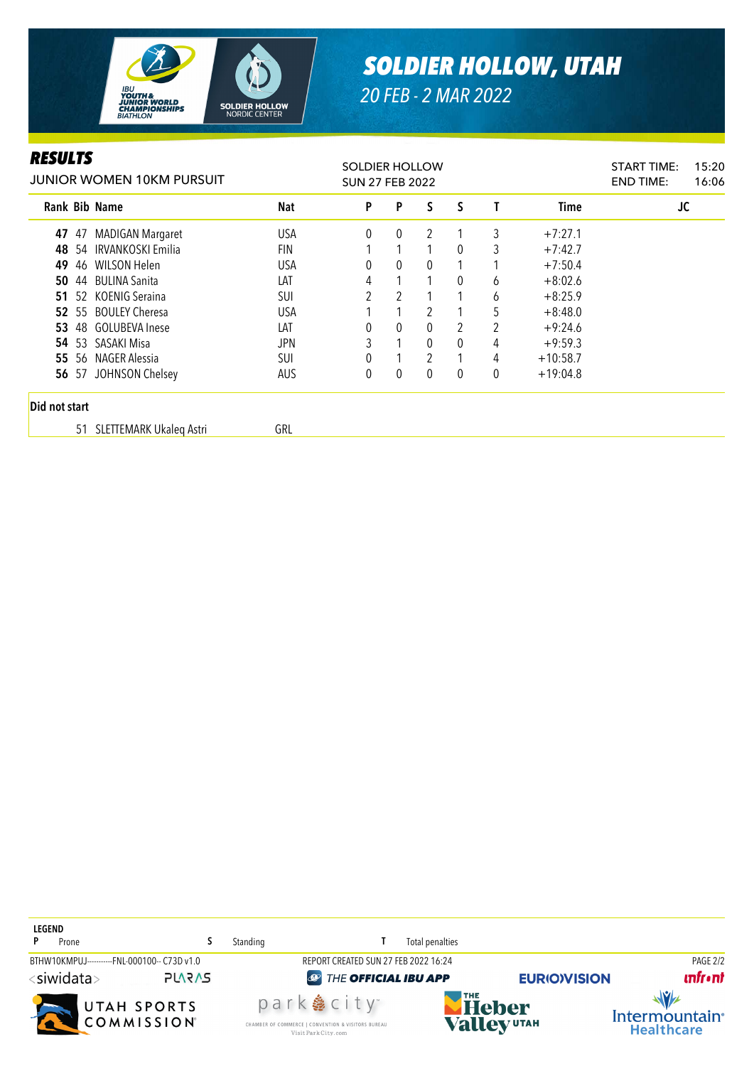# SOLDIER HOLLOW, UTAH

*20 FEB - 2 MAR 2022*

## RESULTS

JUNIOR WOMEN 10KM PURSUIT

SOLDIER HOLLOW
SUN 27 FEB 2022

START TIME: 15:20
END TIME: 16:06

| Rank | Bib | Name | Nat | P | P | S | S | T | Time | JC |
|---|---|---|---|---|---|---|---|---|---|---|
| **47** | 47 | MADIGAN Margaret | USA | 0 | 0 | 2 | 1 | 3 | +7:27.1 | |
| **48** | 54 | IRVANKOSKI Emilia | FIN | 1 | 1 | 1 | 0 | 3 | +7:42.7 | |
| **49** | 46 | WILSON Helen | USA | 0 | 0 | 0 | 1 | 1 | +7:50.4 | |
| **50** | 44 | BULINA Sanita | LAT | 4 | 1 | 1 | 0 | 6 | +8:02.6 | |
| **51** | 52 | KOENIG Seraina | SUI | 2 | 2 | 1 | 1 | 6 | +8:25.9 | |
| **52** | 55 | BOULEY Cheresa | USA | 1 | 1 | 2 | 1 | 5 | +8:48.0 | |
| **53** | 48 | GOLUBEVA Inese | LAT | 0 | 0 | 0 | 2 | 2 | +9:24.6 | |
| **54** | 53 | SASAKI Misa | JPN | 3 | 1 | 0 | 0 | 4 | +9:59.3 | |
| **55** | 56 | NAGER Alessia | SUI | 0 | 1 | 2 | 1 | 4 | +10:58.7 | |
| **56** | 57 | JOHNSON Chelsey | AUS | 0 | 0 | 0 | 0 | 0 | +19:04.8 | |

**Did not start**

| Bib | Name | Nat |
|---|---|---|
| 51 | SLETTEMARK Ukaleq Astri | GRL |

**LEGEND**

P Prone S Standing T Total penalties

BTHW10KMPUJ----------FNL-000100-- C73D v1.0

REPORT CREATED SUN 27 FEB 2022 16:24